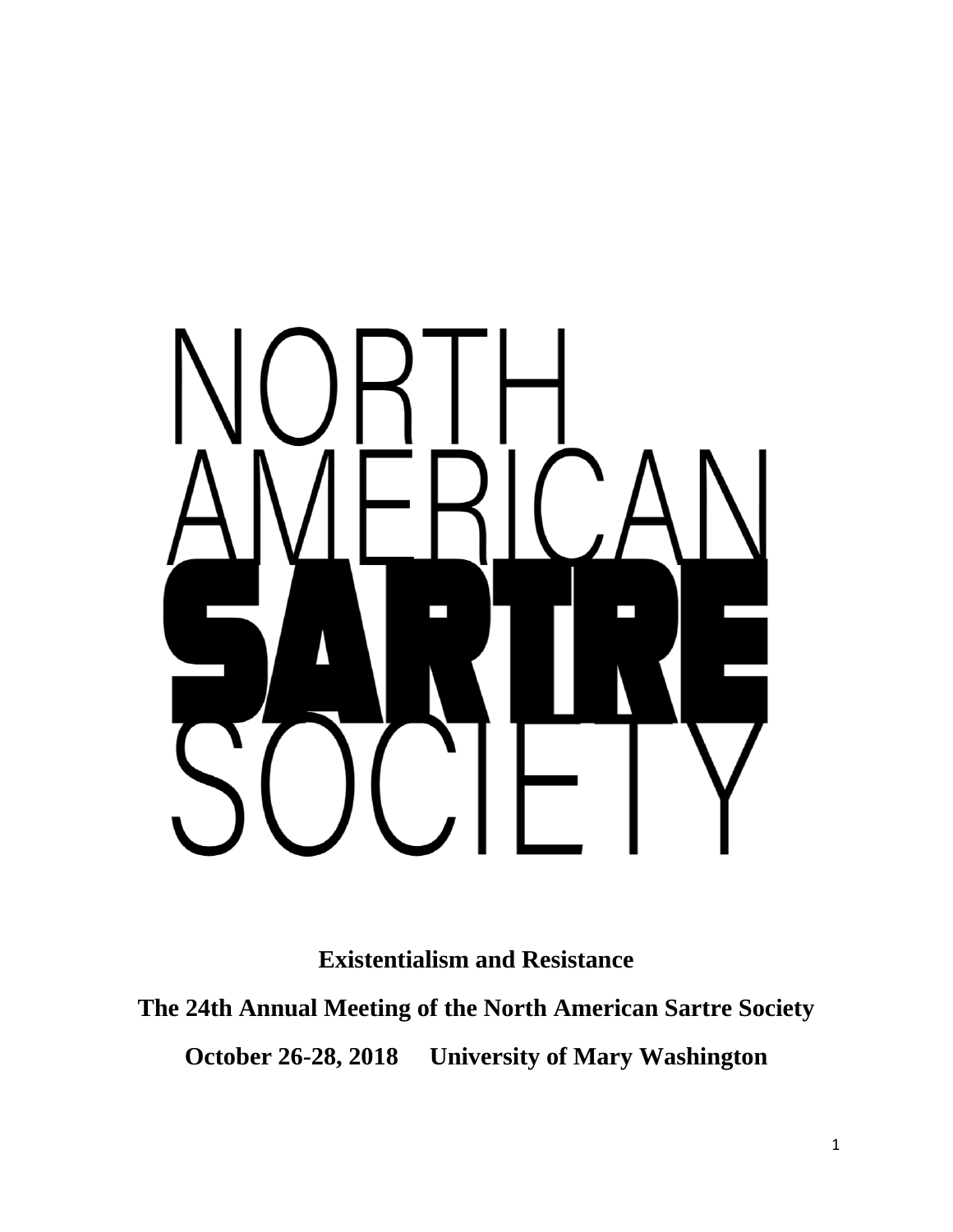# NORTH AMERICAN SARTRE SOCIETY

**Existentialism and Resistance**

**The 24th Annual Meeting of the North American Sartre Society**

**October 26-28, 2018 University of Mary Washington**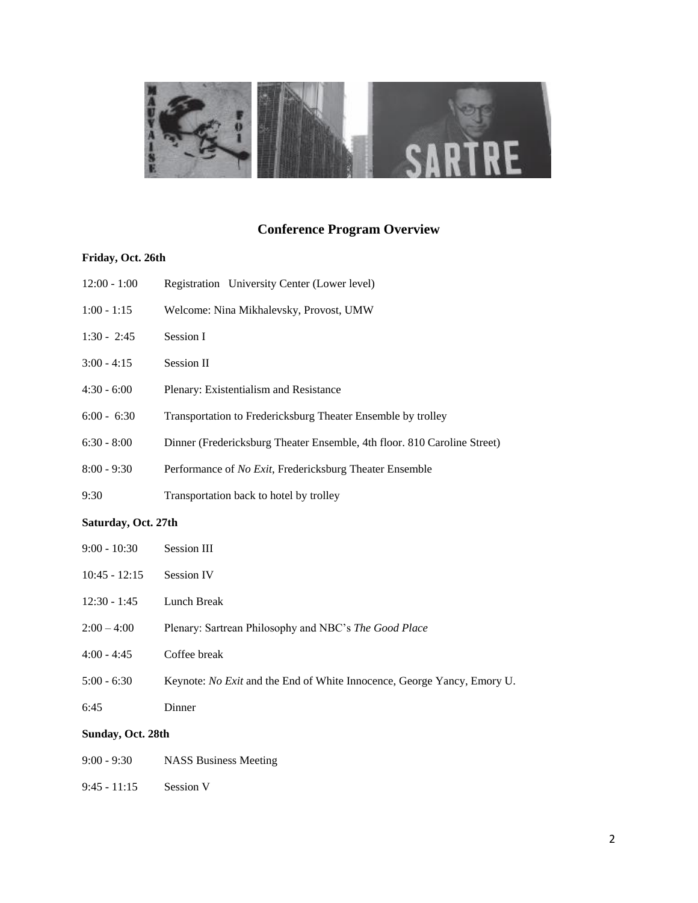## Conference Program Overview

**Friday, Oct. 26th**

| | |
|---|---|
| 12:00 - 1:00 | Registration University Center (Lower level) |
| 1:00 - 1:15 | Welcome: Nina Mikhalevsky, Provost, UMW |
| 1:30 - 2:45 | Session I |
| 3:00 - 4:15 | Session II |
| 4:30 - 6:00 | Plenary: Existentialism and Resistance |
| 6:00 - 6:30 | Transportation to Fredericksburg Theater Ensemble by trolley |
| 6:30 - 8:00 | Dinner (Fredericksburg Theater Ensemble, 4th floor. 810 Caroline Street) |
| 8:00 - 9:30 | Performance of *No Exit*, Fredericksburg Theater Ensemble |
| 9:30 | Transportation back to hotel by trolley |

**Saturday, Oct. 27th**

| | |
|---|---|
| 9:00 - 10:30 | Session III |
| 10:45 - 12:15 | Session IV |
| 12:30 - 1:45 | Lunch Break |
| 2:00 – 4:00 | Plenary: Sartrean Philosophy and NBC's *The Good Place* |
| 4:00 - 4:45 | Coffee break |
| 5:00 - 6:30 | Keynote: *No Exit* and the End of White Innocence, George Yancy, Emory U. |
| 6:45 | Dinner |

**Sunday, Oct. 28th**

| | |
|---|---|
| 9:00 - 9:30 | NASS Business Meeting |
| 9:45 - 11:15 | Session V |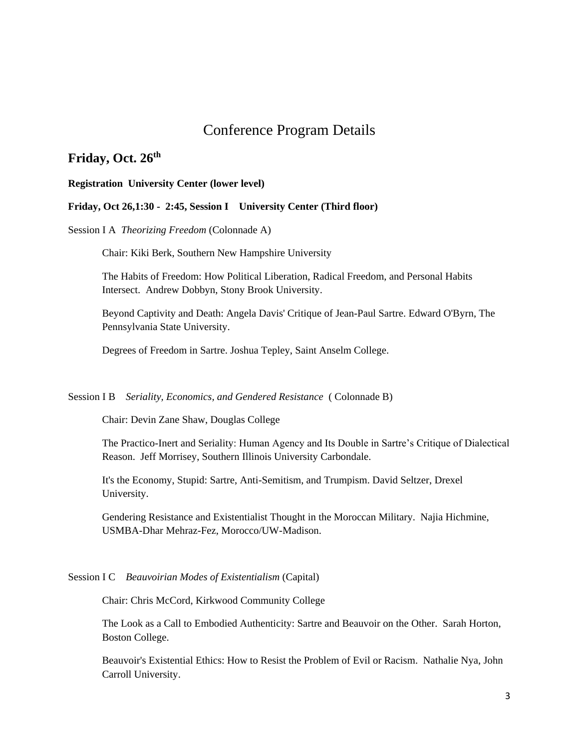# Conference Program Details

## Friday, Oct. 26th

**Registration University Center (lower level)**

**Friday, Oct 26,1:30 - 2:45, Session I University Center (Third floor)**

Session I A *Theorizing Freedom* (Colonnade A)

Chair: Kiki Berk, Southern New Hampshire University

The Habits of Freedom: How Political Liberation, Radical Freedom, and Personal Habits Intersect. Andrew Dobbyn, Stony Brook University.

Beyond Captivity and Death: Angela Davis' Critique of Jean-Paul Sartre. Edward O'Byrn, The Pennsylvania State University.

Degrees of Freedom in Sartre. Joshua Tepley, Saint Anselm College.

Session I B *Seriality, Economics, and Gendered Resistance* ( Colonnade B)

Chair: Devin Zane Shaw, Douglas College

The Practico-Inert and Seriality: Human Agency and Its Double in Sartre's Critique of Dialectical Reason. Jeff Morrisey, Southern Illinois University Carbondale.

It's the Economy, Stupid: Sartre, Anti-Semitism, and Trumpism. David Seltzer, Drexel University.

Gendering Resistance and Existentialist Thought in the Moroccan Military. Najia Hichmine, USMBA-Dhar Mehraz-Fez, Morocco/UW-Madison.

Session I C *Beauvoirian Modes of Existentialism* (Capital)

Chair: Chris McCord, Kirkwood Community College

The Look as a Call to Embodied Authenticity: Sartre and Beauvoir on the Other. Sarah Horton, Boston College.

Beauvoir's Existential Ethics: How to Resist the Problem of Evil or Racism. Nathalie Nya, John Carroll University.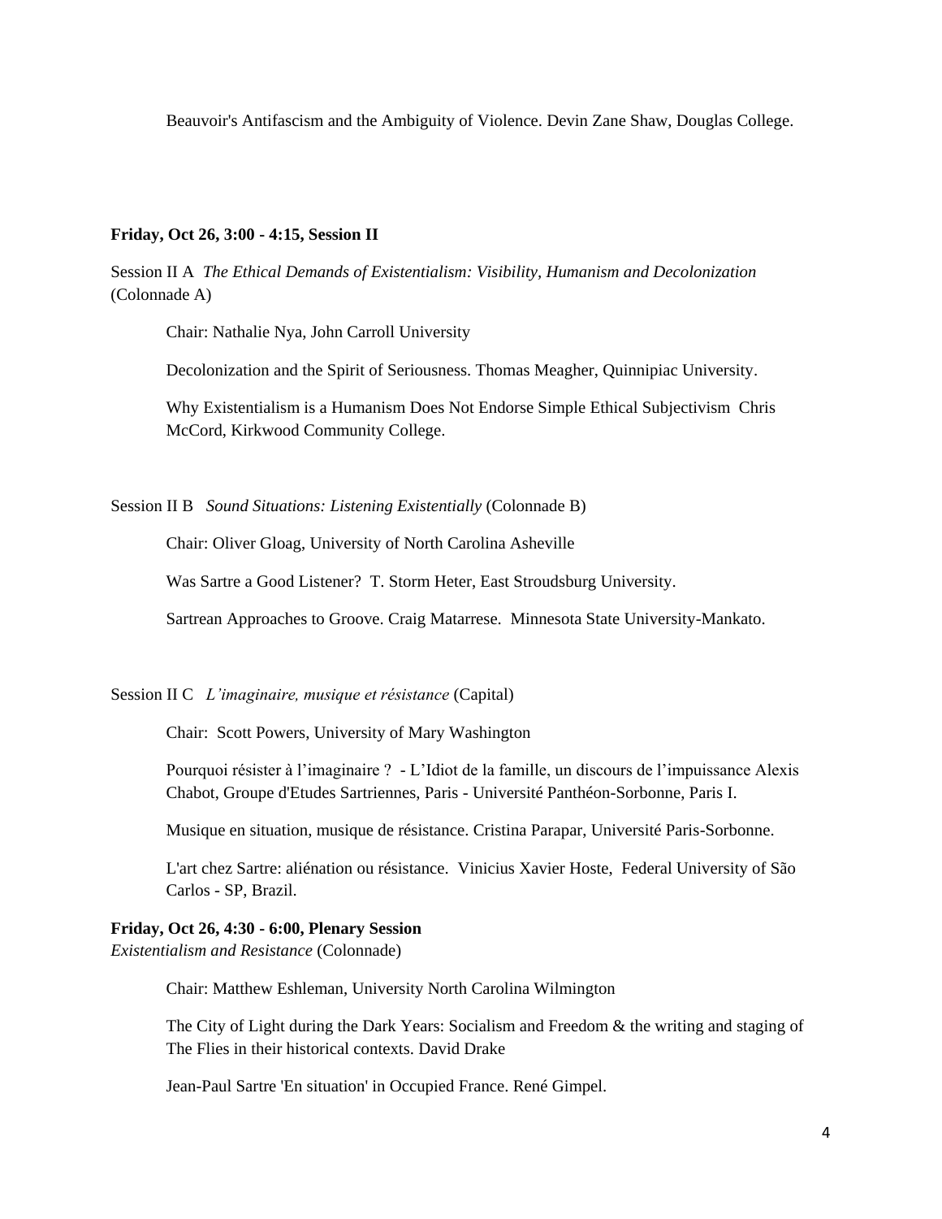Beauvoir's Antifascism and the Ambiguity of Violence. Devin Zane Shaw, Douglas College.

**Friday, Oct 26, 3:00 - 4:15, Session II**

Session II A *The Ethical Demands of Existentialism: Visibility, Humanism and Decolonization* (Colonnade A)

Chair: Nathalie Nya, John Carroll University

Decolonization and the Spirit of Seriousness. Thomas Meagher, Quinnipiac University.

Why Existentialism is a Humanism Does Not Endorse Simple Ethical Subjectivism Chris McCord, Kirkwood Community College.

Session II B *Sound Situations: Listening Existentially* (Colonnade B)

Chair: Oliver Gloag, University of North Carolina Asheville

Was Sartre a Good Listener? T. Storm Heter, East Stroudsburg University.

Sartrean Approaches to Groove. Craig Matarrese. Minnesota State University-Mankato.

Session II C *L'imaginaire, musique et résistance* (Capital)

Chair: Scott Powers, University of Mary Washington

Pourquoi résister à l'imaginaire ? - L'Idiot de la famille, un discours de l'impuissance Alexis Chabot, Groupe d'Etudes Sartriennes, Paris - Université Panthéon-Sorbonne, Paris I.

Musique en situation, musique de résistance. Cristina Parapar, Université Paris-Sorbonne.

L'art chez Sartre: aliénation ou résistance. Vinicius Xavier Hoste, Federal University of São Carlos - SP, Brazil.

**Friday, Oct 26, 4:30 - 6:00, Plenary Session**
*Existentialism and Resistance* (Colonnade)

Chair: Matthew Eshleman, University North Carolina Wilmington

The City of Light during the Dark Years: Socialism and Freedom & the writing and staging of The Flies in their historical contexts. David Drake

Jean-Paul Sartre 'En situation' in Occupied France. René Gimpel.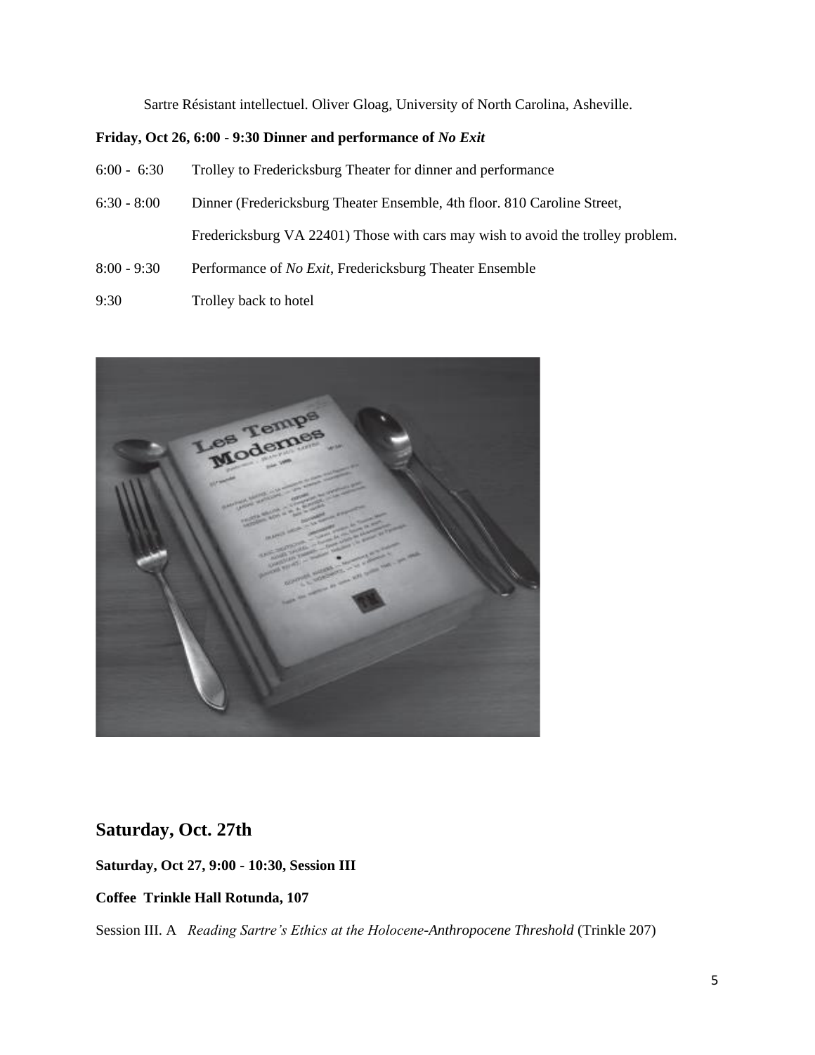Sartre Résistant intellectuel. Oliver Gloag, University of North Carolina, Asheville.

**Friday, Oct 26, 6:00 - 9:30 Dinner and performance of *No Exit***

6:00 - 6:30 Trolley to Fredericksburg Theater for dinner and performance

6:30 - 8:00 Dinner (Fredericksburg Theater Ensemble, 4th floor. 810 Caroline Street, Fredericksburg VA 22401) Those with cars may wish to avoid the trolley problem.

8:00 - 9:30 Performance of *No Exit*, Fredericksburg Theater Ensemble

9:30 Trolley back to hotel

## Saturday, Oct. 27th

**Saturday, Oct 27, 9:00 - 10:30, Session III**

**Coffee Trinkle Hall Rotunda, 107**

Session III. A *Reading Sartre's Ethics at the Holocene-Anthropocene Threshold* (Trinkle 207)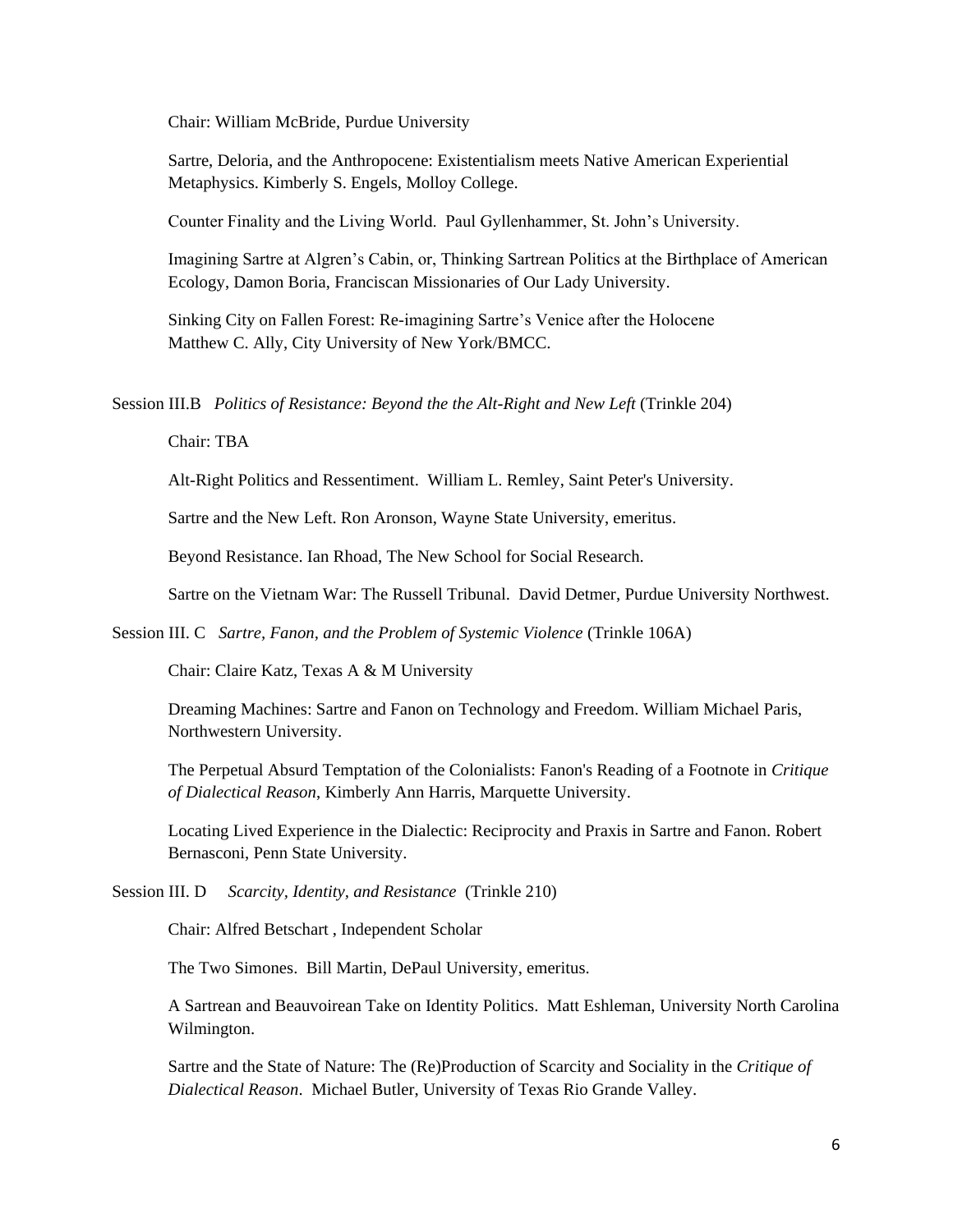Chair: William McBride, Purdue University

Sartre, Deloria, and the Anthropocene: Existentialism meets Native American Experiential Metaphysics. Kimberly S. Engels, Molloy College.

Counter Finality and the Living World. Paul Gyllenhammer, St. John's University.

Imagining Sartre at Algren's Cabin, or, Thinking Sartrean Politics at the Birthplace of American Ecology, Damon Boria, Franciscan Missionaries of Our Lady University.

Sinking City on Fallen Forest: Re-imagining Sartre's Venice after the Holocene
Matthew C. Ally, City University of New York/BMCC.

Session III.B *Politics of Resistance: Beyond the the Alt-Right and New Left* (Trinkle 204)

Chair: TBA

Alt-Right Politics and Ressentiment. William L. Remley, Saint Peter's University.

Sartre and the New Left. Ron Aronson, Wayne State University, emeritus.

Beyond Resistance. Ian Rhoad, The New School for Social Research.

Sartre on the Vietnam War: The Russell Tribunal. David Detmer, Purdue University Northwest.

Session III. C *Sartre, Fanon, and the Problem of Systemic Violence* (Trinkle 106A)

Chair: Claire Katz, Texas A & M University

Dreaming Machines: Sartre and Fanon on Technology and Freedom. William Michael Paris, Northwestern University.

The Perpetual Absurd Temptation of the Colonialists: Fanon's Reading of a Footnote in *Critique of Dialectical Reason*, Kimberly Ann Harris, Marquette University.

Locating Lived Experience in the Dialectic: Reciprocity and Praxis in Sartre and Fanon. Robert Bernasconi, Penn State University.

Session III. D *Scarcity, Identity, and Resistance* (Trinkle 210)

Chair: Alfred Betschart , Independent Scholar

The Two Simones. Bill Martin, DePaul University, emeritus.

A Sartrean and Beauvoirean Take on Identity Politics. Matt Eshleman, University North Carolina Wilmington.

Sartre and the State of Nature: The (Re)Production of Scarcity and Sociality in the *Critique of Dialectical Reason*. Michael Butler, University of Texas Rio Grande Valley.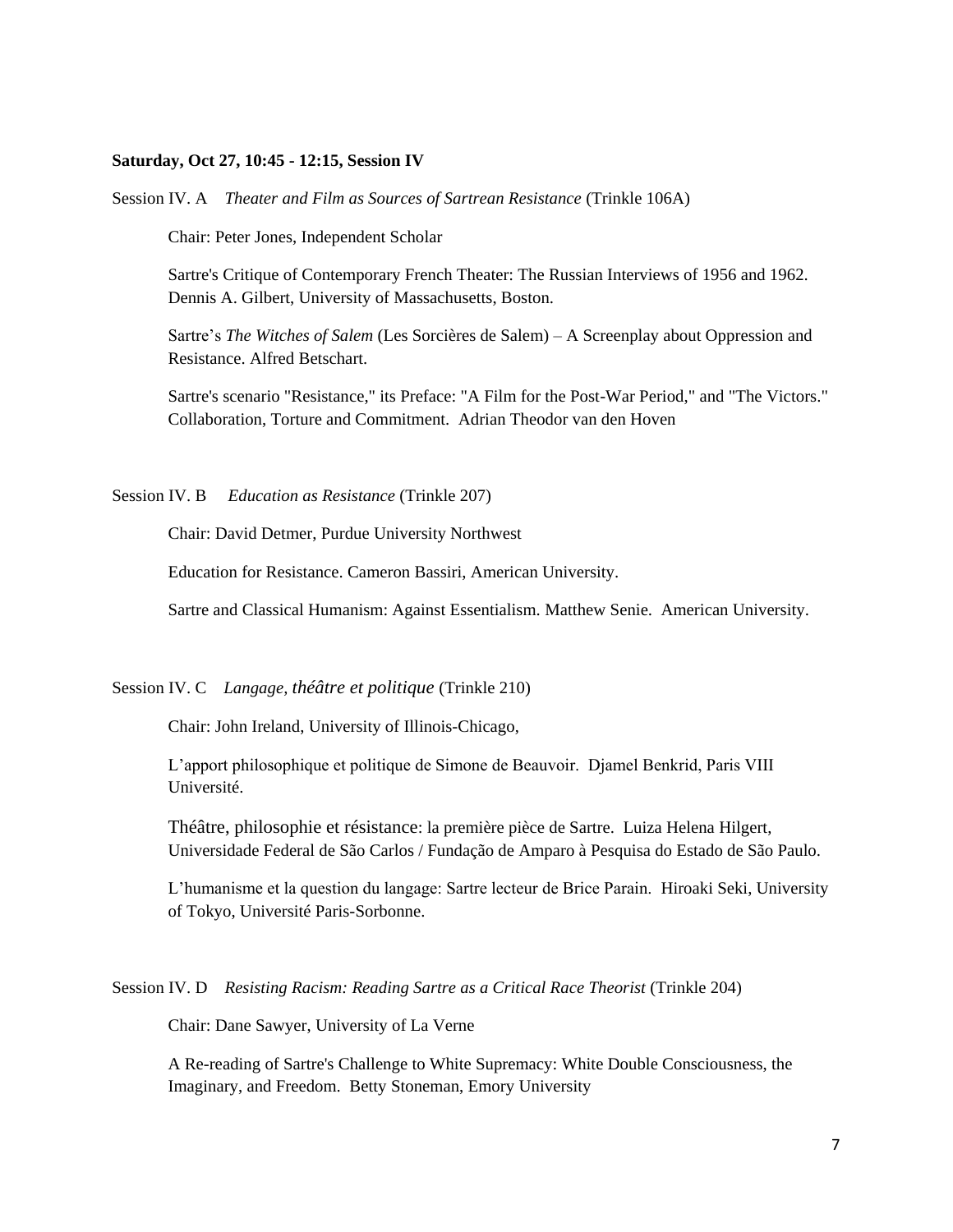**Saturday, Oct 27, 10:45 - 12:15, Session IV**

Session IV. A *Theater and Film as Sources of Sartrean Resistance* (Trinkle 106A)

Chair: Peter Jones, Independent Scholar

Sartre's Critique of Contemporary French Theater: The Russian Interviews of 1956 and 1962. Dennis A. Gilbert, University of Massachusetts, Boston.

Sartre's *The Witches of Salem* (Les Sorcières de Salem) – A Screenplay about Oppression and Resistance. Alfred Betschart.

Sartre's scenario "Resistance," its Preface: "A Film for the Post-War Period," and "The Victors." Collaboration, Torture and Commitment. Adrian Theodor van den Hoven

Session IV. B *Education as Resistance* (Trinkle 207)

Chair: David Detmer, Purdue University Northwest

Education for Resistance. Cameron Bassiri, American University.

Sartre and Classical Humanism: Against Essentialism. Matthew Senie. American University.

Session IV. C *Langage, théâtre et politique* (Trinkle 210)

Chair: John Ireland, University of Illinois-Chicago,

L'apport philosophique et politique de Simone de Beauvoir. Djamel Benkrid, Paris VIII Université.

Théâtre, philosophie et résistance: la première pièce de Sartre. Luiza Helena Hilgert, Universidade Federal de São Carlos / Fundação de Amparo à Pesquisa do Estado de São Paulo.

L'humanisme et la question du langage: Sartre lecteur de Brice Parain. Hiroaki Seki, University of Tokyo, Université Paris-Sorbonne.

Session IV. D *Resisting Racism: Reading Sartre as a Critical Race Theorist* (Trinkle 204)

Chair: Dane Sawyer, University of La Verne

A Re-reading of Sartre's Challenge to White Supremacy: White Double Consciousness, the Imaginary, and Freedom. Betty Stoneman, Emory University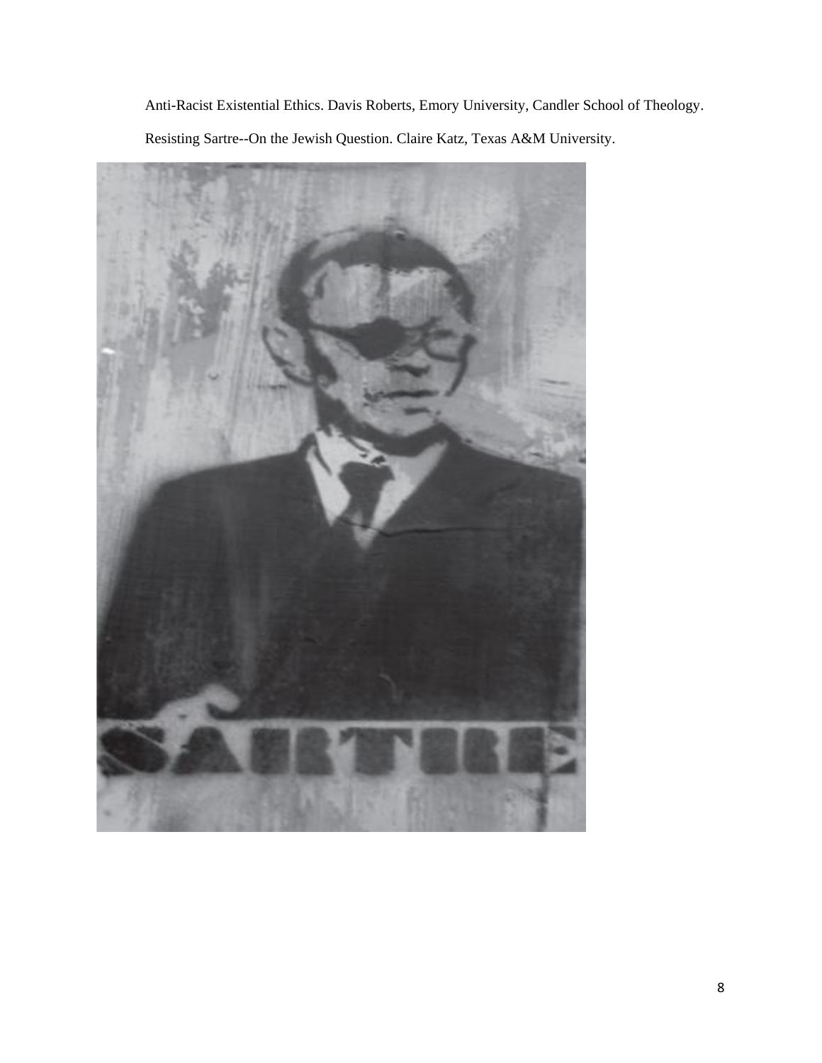Anti-Racist Existential Ethics. Davis Roberts, Emory University, Candler School of Theology.

Resisting Sartre--On the Jewish Question. Claire Katz, Texas A&M University.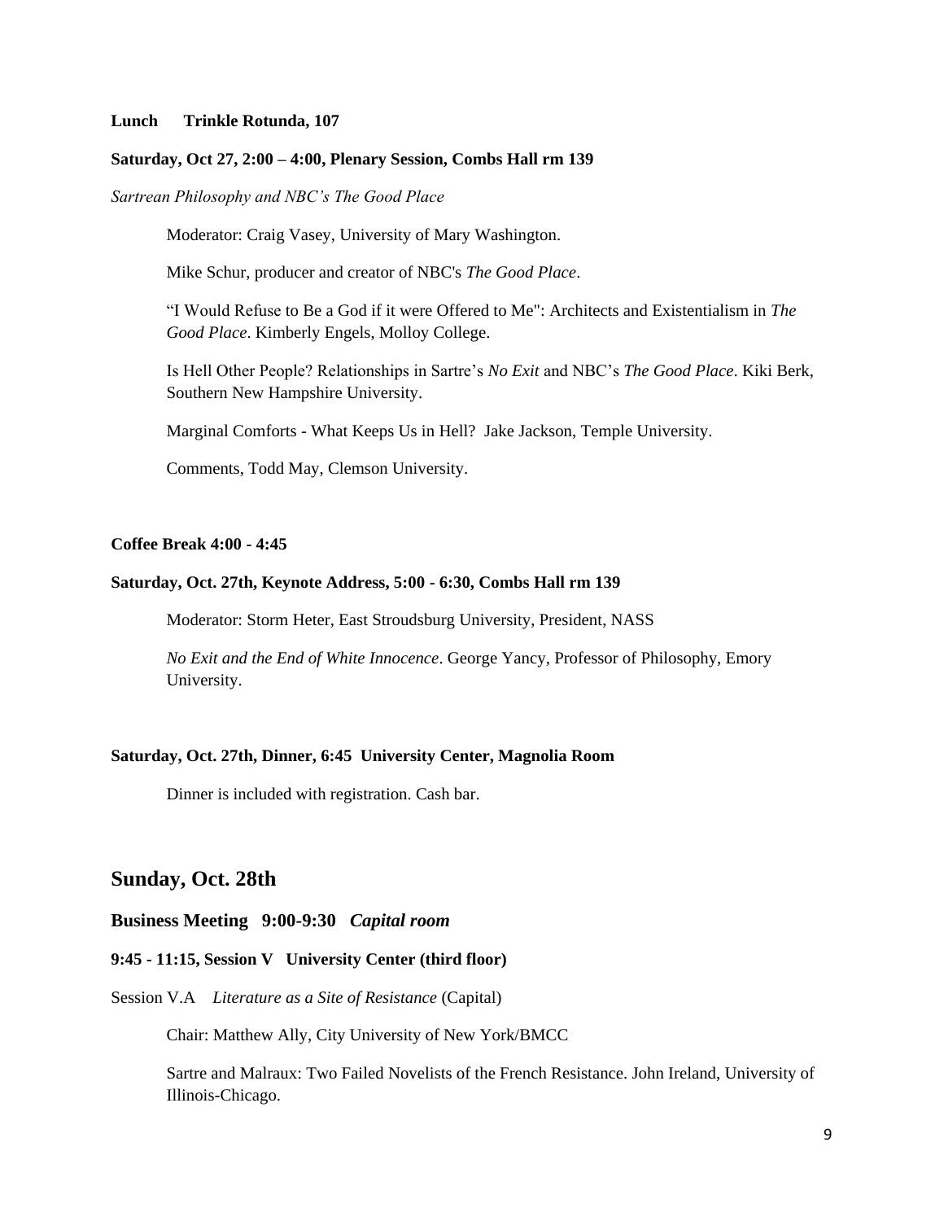**Lunch Trinkle Rotunda, 107**

**Saturday, Oct 27, 2:00 – 4:00, Plenary Session, Combs Hall rm 139**

*Sartrean Philosophy and NBC's The Good Place*

Moderator: Craig Vasey, University of Mary Washington.

Mike Schur, producer and creator of NBC's *The Good Place*.

"I Would Refuse to Be a God if it were Offered to Me": Architects and Existentialism in *The Good Place*. Kimberly Engels, Molloy College.

Is Hell Other People? Relationships in Sartre's *No Exit* and NBC's *The Good Place*. Kiki Berk, Southern New Hampshire University.

Marginal Comforts - What Keeps Us in Hell? Jake Jackson, Temple University.

Comments, Todd May, Clemson University.

**Coffee Break 4:00 - 4:45**

**Saturday, Oct. 27th, Keynote Address, 5:00 - 6:30, Combs Hall rm 139**

Moderator: Storm Heter, East Stroudsburg University, President, NASS

*No Exit and the End of White Innocence*. George Yancy, Professor of Philosophy, Emory University.

**Saturday, Oct. 27th, Dinner, 6:45 University Center, Magnolia Room**

Dinner is included with registration. Cash bar.

## Sunday, Oct. 28th

### Business Meeting 9:00-9:30 *Capital room*

**9:45 - 11:15, Session V University Center (third floor)**

Session V.A *Literature as a Site of Resistance* (Capital)

Chair: Matthew Ally, City University of New York/BMCC

Sartre and Malraux: Two Failed Novelists of the French Resistance. John Ireland, University of Illinois-Chicago.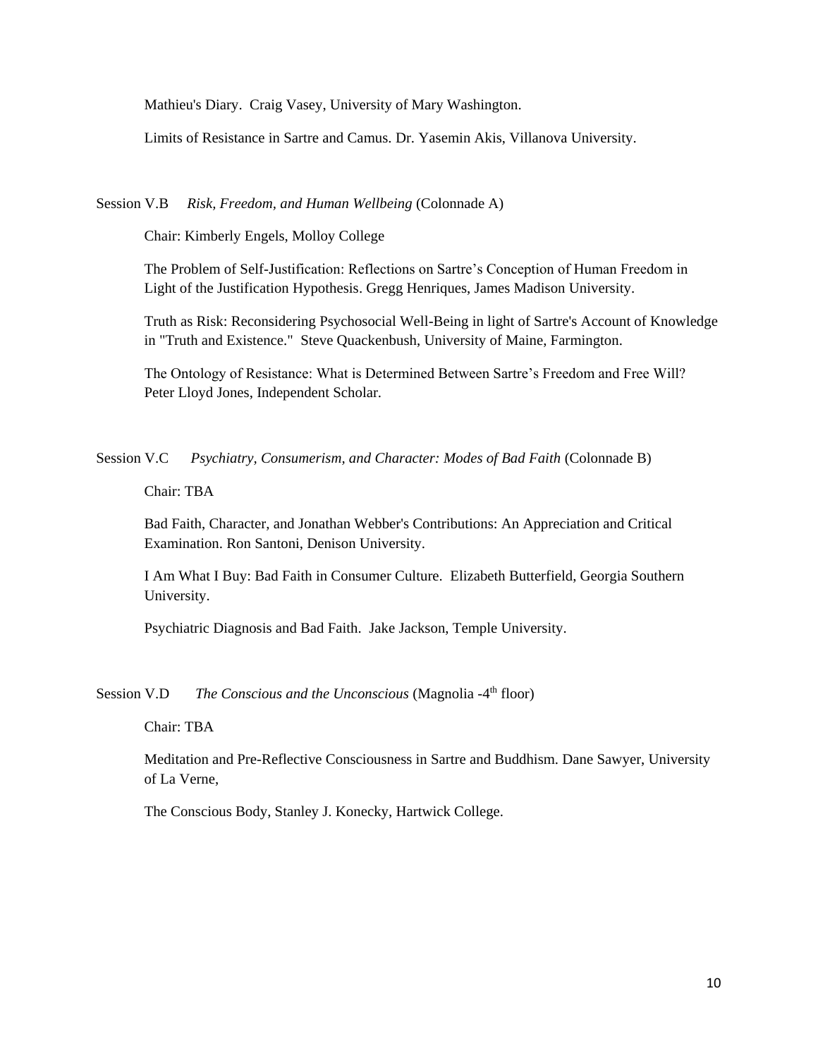Mathieu's Diary. Craig Vasey, University of Mary Washington.

Limits of Resistance in Sartre and Camus. Dr. Yasemin Akis, Villanova University.

Session V.B *Risk, Freedom, and Human Wellbeing* (Colonnade A)

Chair: Kimberly Engels, Molloy College

The Problem of Self-Justification: Reflections on Sartre's Conception of Human Freedom in Light of the Justification Hypothesis. Gregg Henriques, James Madison University.

Truth as Risk: Reconsidering Psychosocial Well-Being in light of Sartre's Account of Knowledge in "Truth and Existence." Steve Quackenbush, University of Maine, Farmington.

The Ontology of Resistance: What is Determined Between Sartre's Freedom and Free Will? Peter Lloyd Jones, Independent Scholar.

Session V.C *Psychiatry, Consumerism, and Character: Modes of Bad Faith* (Colonnade B)

Chair: TBA

Bad Faith, Character, and Jonathan Webber's Contributions: An Appreciation and Critical Examination. Ron Santoni, Denison University.

I Am What I Buy: Bad Faith in Consumer Culture. Elizabeth Butterfield, Georgia Southern University.

Psychiatric Diagnosis and Bad Faith. Jake Jackson, Temple University.

Session V.D *The Conscious and the Unconscious* (Magnolia -4th floor)

Chair: TBA

Meditation and Pre-Reflective Consciousness in Sartre and Buddhism. Dane Sawyer, University of La Verne,

The Conscious Body, Stanley J. Konecky, Hartwick College.